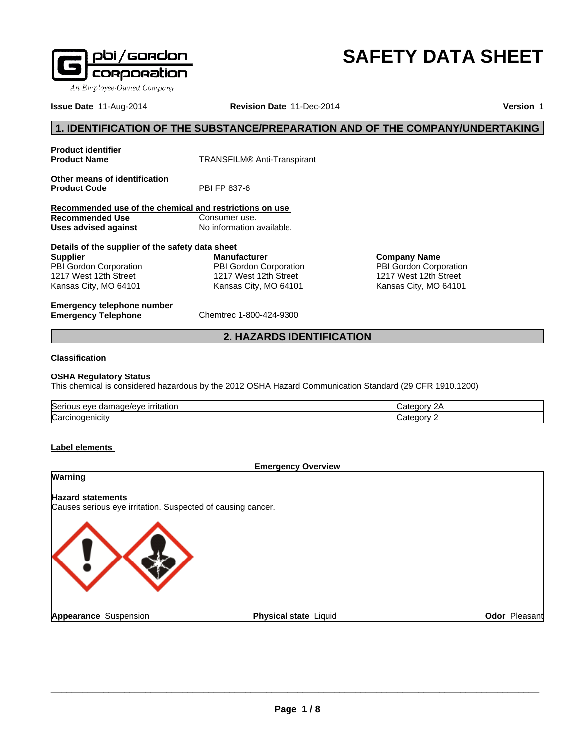pbi/gordon corporation
An Employee-Owned Company

# SAFETY DATA SHEET

**Issue Date** 11-Aug-2014 **Revision Date** 11-Dec-2014 **Version** 1

## 1. IDENTIFICATION OF THE SUBSTANCE/PREPARATION AND OF THE COMPANY/UNDERTAKING

**Product identifier**

**Product Name** TRANSFILM® Anti-Transpirant

**Other means of identification**

**Product Code** PBI FP 837-6

**Recommended use of the chemical and restrictions on use**

**Recommended Use** Consumer use.

**Uses advised against** No information available.

**Details of the supplier of the safety data sheet**

**Supplier**
PBI Gordon Corporation
1217 West 12th Street
Kansas City, MO 64101

**Manufacturer**
PBI Gordon Corporation
1217 West 12th Street
Kansas City, MO 64101

**Company Name**
PBI Gordon Corporation
1217 West 12th Street
Kansas City, MO 64101

**Emergency telephone number**

**Emergency Telephone** Chemtrec 1-800-424-9300

## 2. HAZARDS IDENTIFICATION

**Classification**

**OSHA Regulatory Status**
This chemical is considered hazardous by the 2012 OSHA Hazard Communication Standard (29 CFR 1910.1200)

| | |
|---|---|
| Serious eye damage/eye irritation | Category 2A |
| Carcinogenicity | Category 2 |

**Label elements**

**Emergency Overview**

**Warning**

**Hazard statements**
Causes serious eye irritation. Suspected of causing cancer.

**Appearance** Suspension **Physical state** Liquid **Odor** Pleasant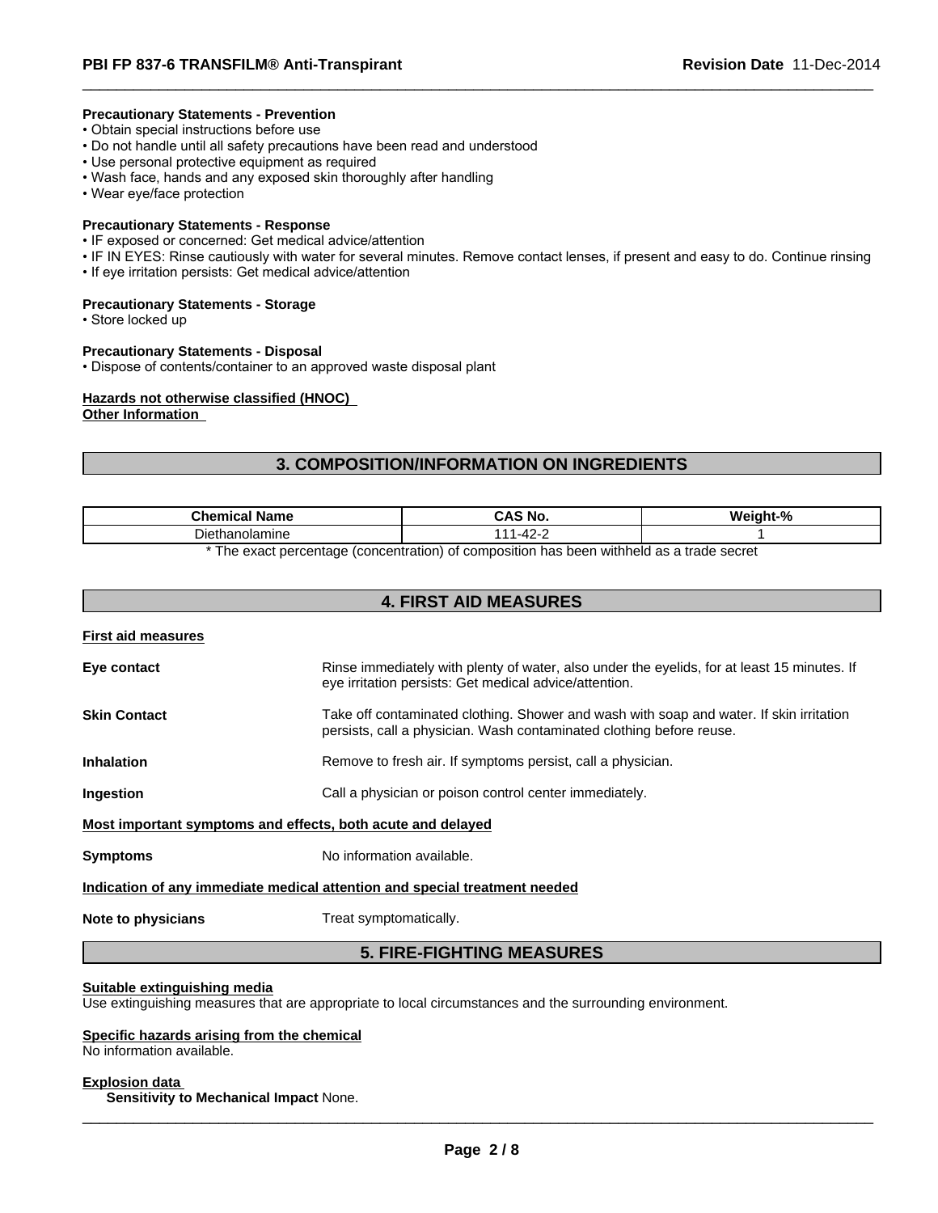**Precautionary Statements - Prevention**

- Obtain special instructions before use
- Do not handle until all safety precautions have been read and understood
- Use personal protective equipment as required
- Wash face, hands and any exposed skin thoroughly after handling
- Wear eye/face protection

**Precautionary Statements - Response**

- IF exposed or concerned: Get medical advice/attention
- IF IN EYES: Rinse cautiously with water for several minutes. Remove contact lenses, if present and easy to do. Continue rinsing
- If eye irritation persists: Get medical advice/attention

**Precautionary Statements - Storage**

- Store locked up

**Precautionary Statements - Disposal**

- Dispose of contents/container to an approved waste disposal plant

**Hazards not otherwise classified (HNOC)**

**Other Information**

## 3. COMPOSITION/INFORMATION ON INGREDIENTS

| Chemical Name | CAS No. | Weight-% |
|---|---|---|
| Diethanolamine | 111-42-2 | 1 |

* The exact percentage (concentration) of composition has been withheld as a trade secret

## 4. FIRST AID MEASURES

**First aid measures**

**Eye contact** Rinse immediately with plenty of water, also under the eyelids, for at least 15 minutes. If eye irritation persists: Get medical advice/attention.

**Skin Contact** Take off contaminated clothing. Shower and wash with soap and water. If skin irritation persists, call a physician. Wash contaminated clothing before reuse.

**Inhalation** Remove to fresh air. If symptoms persist, call a physician.

**Ingestion** Call a physician or poison control center immediately.

**Most important symptoms and effects, both acute and delayed**

**Symptoms** No information available.

**Indication of any immediate medical attention and special treatment needed**

**Note to physicians** Treat symptomatically.

## 5. FIRE-FIGHTING MEASURES

**Suitable extinguishing media**

Use extinguishing measures that are appropriate to local circumstances and the surrounding environment.

**Specific hazards arising from the chemical**

No information available.

**Explosion data**

**Sensitivity to Mechanical Impact** None.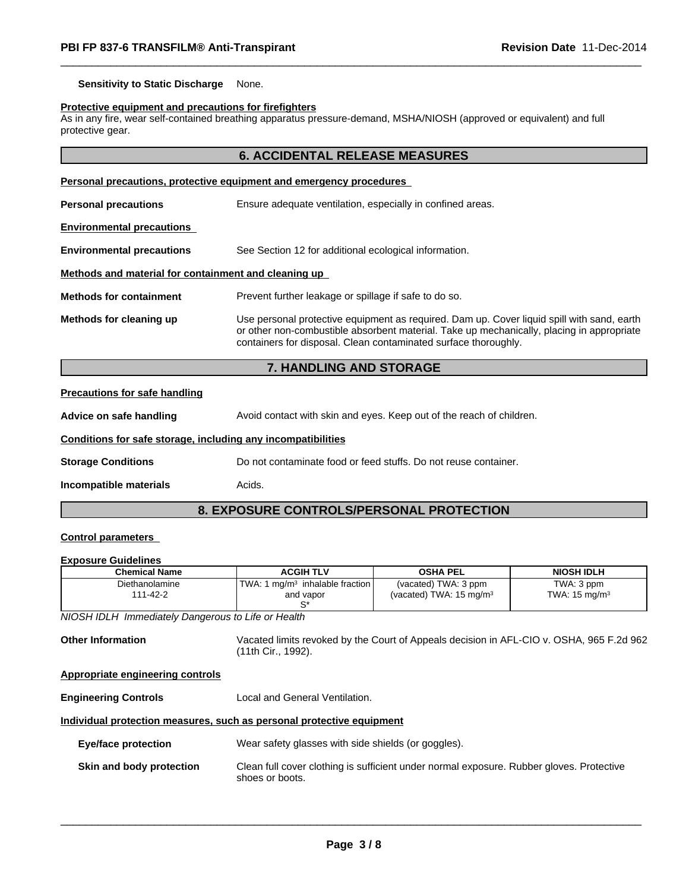**Sensitivity to Static Discharge** None.

**Protective equipment and precautions for firefighters**

As in any fire, wear self-contained breathing apparatus pressure-demand, MSHA/NIOSH (approved or equivalent) and full protective gear.

## 6. ACCIDENTAL RELEASE MEASURES

**Personal precautions, protective equipment and emergency procedures**

**Personal precautions** Ensure adequate ventilation, especially in confined areas.

**Environmental precautions**

**Environmental precautions** See Section 12 for additional ecological information.

**Methods and material for containment and cleaning up**

**Methods for containment** Prevent further leakage or spillage if safe to do so.

**Methods for cleaning up** Use personal protective equipment as required. Dam up. Cover liquid spill with sand, earth or other non-combustible absorbent material. Take up mechanically, placing in appropriate containers for disposal. Clean contaminated surface thoroughly.

## 7. HANDLING AND STORAGE

**Precautions for safe handling**

**Advice on safe handling** Avoid contact with skin and eyes. Keep out of the reach of children.

**Conditions for safe storage, including any incompatibilities**

**Storage Conditions** Do not contaminate food or feed stuffs. Do not reuse container.

**Incompatible materials** Acids.

## 8. EXPOSURE CONTROLS/PERSONAL PROTECTION

**Control parameters**

**Exposure Guidelines**

| Chemical Name | ACGIH TLV | OSHA PEL | NIOSH IDLH |
|---|---|---|---|
| Diethanolamine<br>111-42-2 | TWA: 1 mg/m³ inhalable fraction and vapor<br>S* | (vacated) TWA: 3 ppm<br>(vacated) TWA: 15 mg/m³ | TWA: 3 ppm<br>TWA: 15 mg/m³ |

*NIOSH IDLH Immediately Dangerous to Life or Health*

**Other Information** Vacated limits revoked by the Court of Appeals decision in AFL-CIO v. OSHA, 965 F.2d 962 (11th Cir., 1992).

**Appropriate engineering controls**

**Engineering Controls** Local and General Ventilation.

**Individual protection measures, such as personal protective equipment**

**Eye/face protection** Wear safety glasses with side shields (or goggles).

**Skin and body protection** Clean full cover clothing is sufficient under normal exposure. Rubber gloves. Protective shoes or boots.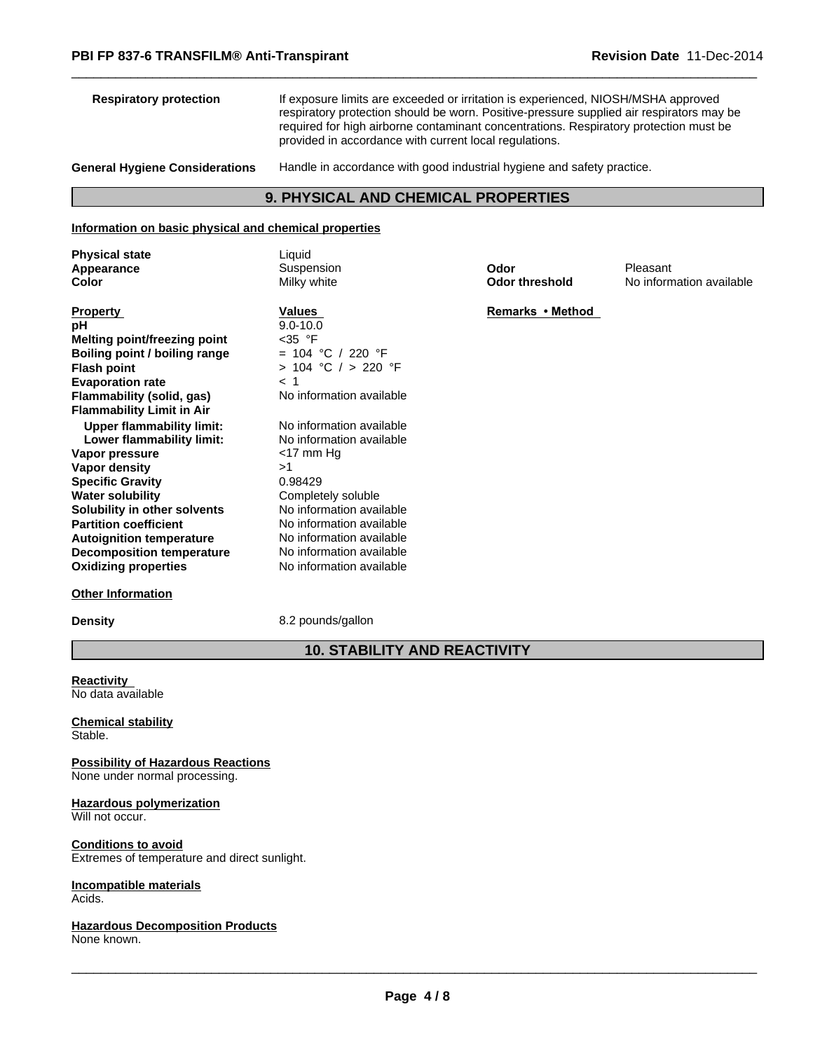**Respiratory protection** If exposure limits are exceeded or irritation is experienced, NIOSH/MSHA approved respiratory protection should be worn. Positive-pressure supplied air respirators may be required for high airborne contaminant concentrations. Respiratory protection must be provided in accordance with current local regulations.

**General Hygiene Considerations** Handle in accordance with good industrial hygiene and safety practice.

## 9. PHYSICAL AND CHEMICAL PROPERTIES

**Information on basic physical and chemical properties**

| | | | |
|---|---|---|---|
| **Physical state** | Liquid | | |
| **Appearance** | Suspension | **Odor** | Pleasant |
| **Color** | Milky white | **Odor threshold** | No information available |

| **Property** | **Values** | **Remarks • Method** |
|---|---|---|
| **pH** | 9.0-10.0 | |
| **Melting point/freezing point** | <35 °F | |
| **Boiling point / boiling range** | = 104 °C / 220 °F | |
| **Flash point** | > 104 °C / > 220 °F | |
| **Evaporation rate** | < 1 | |
| **Flammability (solid, gas)** | No information available | |
| **Flammability Limit in Air** | | |
| **Upper flammability limit:** | No information available | |
| **Lower flammability limit:** | No information available | |
| **Vapor pressure** | <17 mm Hg | |
| **Vapor density** | >1 | |
| **Specific Gravity** | 0.98429 | |
| **Water solubility** | Completely soluble | |
| **Solubility in other solvents** | No information available | |
| **Partition coefficient** | No information available | |
| **Autoignition temperature** | No information available | |
| **Decomposition temperature** | No information available | |
| **Oxidizing properties** | No information available | |

**Other Information**

**Density** 8.2 pounds/gallon

## 10. STABILITY AND REACTIVITY

**Reactivity**
No data available

**Chemical stability**
Stable.

**Possibility of Hazardous Reactions**
None under normal processing.

**Hazardous polymerization**
Will not occur.

**Conditions to avoid**
Extremes of temperature and direct sunlight.

**Incompatible materials**
Acids.

**Hazardous Decomposition Products**
None known.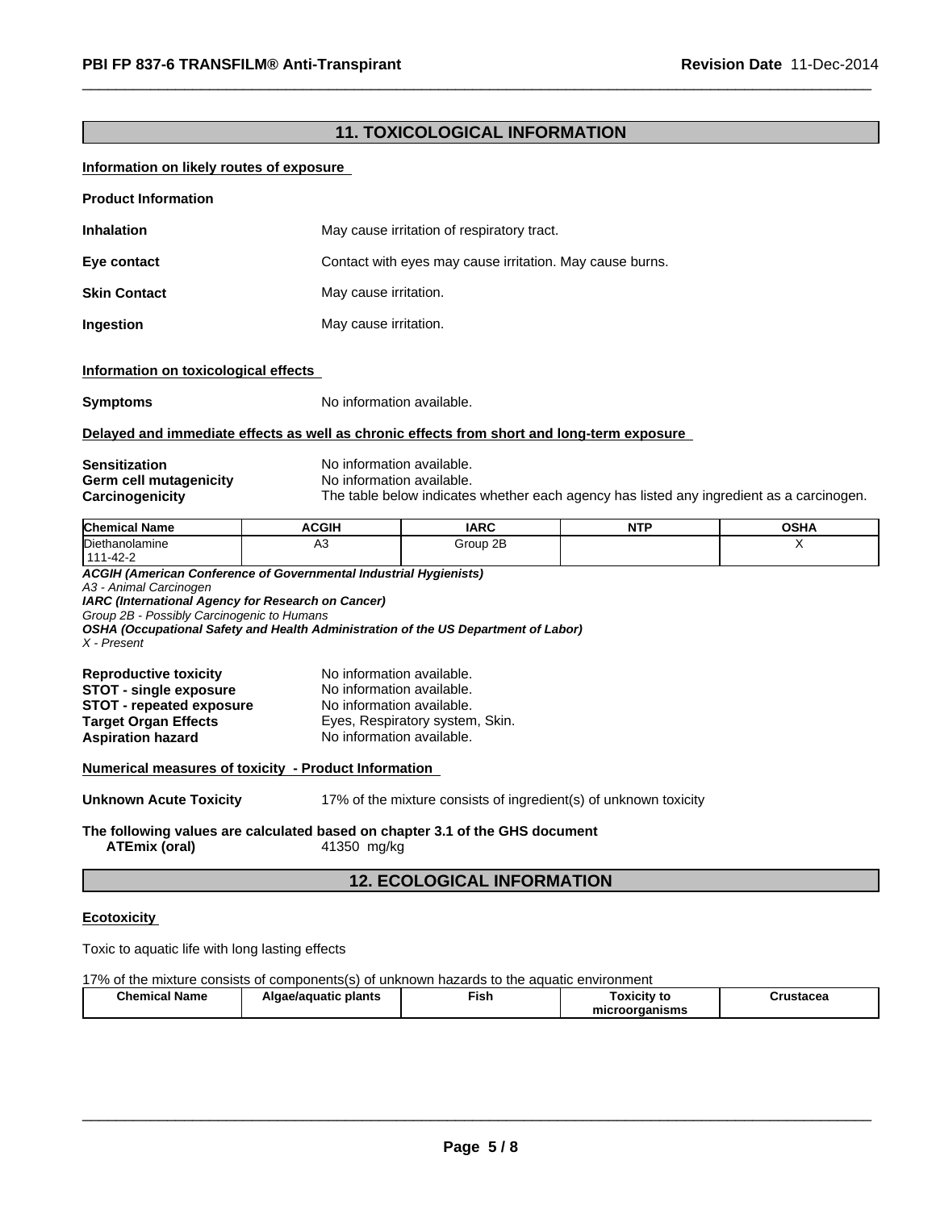## 11. TOXICOLOGICAL INFORMATION

**Information on likely routes of exposure**

**Product Information**

**Inhalation** May cause irritation of respiratory tract.

**Eye contact** Contact with eyes may cause irritation. May cause burns.

**Skin Contact** May cause irritation.

**Ingestion** May cause irritation.

**Information on toxicological effects**

**Symptoms** No information available.

**Delayed and immediate effects as well as chronic effects from short and long-term exposure**

**Sensitization** No information available.
**Germ cell mutagenicity** No information available.
**Carcinogenicity** The table below indicates whether each agency has listed any ingredient as a carcinogen.

| Chemical Name | ACGIH | IARC | NTP | OSHA |
|---|---|---|---|---|
| Diethanolamine 111-42-2 | A3 | Group 2B | | X |

***ACGIH (American Conference of Governmental Industrial Hygienists)***
*A3 - Animal Carcinogen*
***IARC (International Agency for Research on Cancer)***
*Group 2B - Possibly Carcinogenic to Humans*
***OSHA (Occupational Safety and Health Administration of the US Department of Labor)***
*X - Present*

**Reproductive toxicity** No information available.
**STOT - single exposure** No information available.
**STOT - repeated exposure** No information available.
**Target Organ Effects** Eyes, Respiratory system, Skin.
**Aspiration hazard** No information available.

**Numerical measures of toxicity - Product Information**

**Unknown Acute Toxicity** 17% of the mixture consists of ingredient(s) of unknown toxicity

**The following values are calculated based on chapter 3.1 of the GHS document**
**ATEmix (oral)** 41350 mg/kg

## 12. ECOLOGICAL INFORMATION

**Ecotoxicity**

Toxic to aquatic life with long lasting effects

17% of the mixture consists of components(s) of unknown hazards to the aquatic environment

| Chemical Name | Algae/aquatic plants | Fish | Toxicity to microorganisms | Crustacea |
|---|---|---|---|---|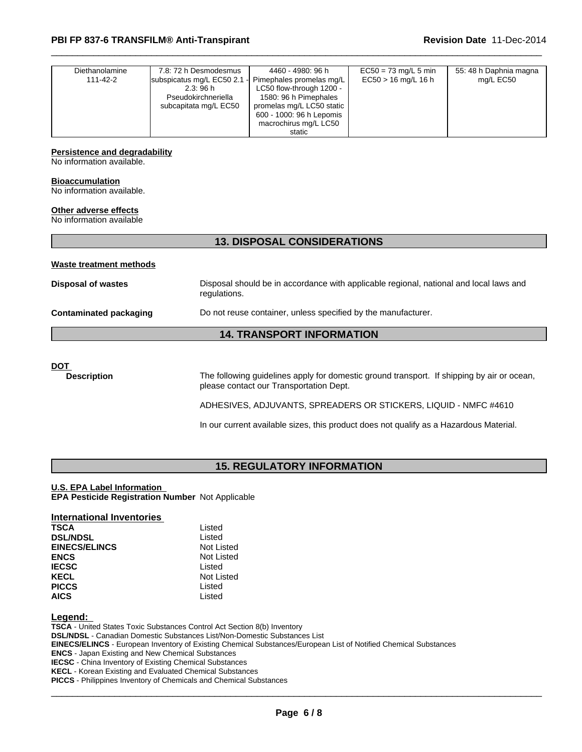| Diethanolamine 111-42-2 | 7.8: 72 h Desmodesmus subspicatus mg/L EC50 2.1 - 2.3: 96 h Pseudokirchneriella subcapitata mg/L EC50 | 4460 - 4980: 96 h Pimephales promelas mg/L LC50 flow-through 1200 - 1580: 96 h Pimephales promelas mg/L LC50 static 600 - 1000: 96 h Lepomis macrochirus mg/L LC50 static | EC50 = 73 mg/L 5 min EC50 > 16 mg/L 16 h | 55: 48 h Daphnia magna mg/L EC50 |
|---|---|---|---|---|

**Persistence and degradability**
No information available.

**Bioaccumulation**
No information available.

**Other adverse effects**
No information available

## 13. DISPOSAL CONSIDERATIONS

**Waste treatment methods**

**Disposal of wastes** Disposal should be in accordance with applicable regional, national and local laws and regulations.

**Contaminated packaging** Do not reuse container, unless specified by the manufacturer.

## 14. TRANSPORT INFORMATION

**DOT**

**Description** The following guidelines apply for domestic ground transport. If shipping by air or ocean, please contact our Transportation Dept.

ADHESIVES, ADJUVANTS, SPREADERS OR STICKERS, LIQUID - NMFC #4610

In our current available sizes, this product does not qualify as a Hazardous Material.

## 15. REGULATORY INFORMATION

**U.S. EPA Label Information**
**EPA Pesticide Registration Number** Not Applicable

**International Inventories**

| | |
|---|---|
| **TSCA** | Listed |
| **DSL/NDSL** | Listed |
| **EINECS/ELINCS** | Not Listed |
| **ENCS** | Not Listed |
| **IECSC** | Listed |
| **KECL** | Not Listed |
| **PICCS** | Listed |
| **AICS** | Listed |

**Legend:**
**TSCA** - United States Toxic Substances Control Act Section 8(b) Inventory
**DSL/NDSL** - Canadian Domestic Substances List/Non-Domestic Substances List
**EINECS/ELINCS** - European Inventory of Existing Chemical Substances/European List of Notified Chemical Substances
**ENCS** - Japan Existing and New Chemical Substances
**IECSC** - China Inventory of Existing Chemical Substances
**KECL** - Korean Existing and Evaluated Chemical Substances
**PICCS** - Philippines Inventory of Chemicals and Chemical Substances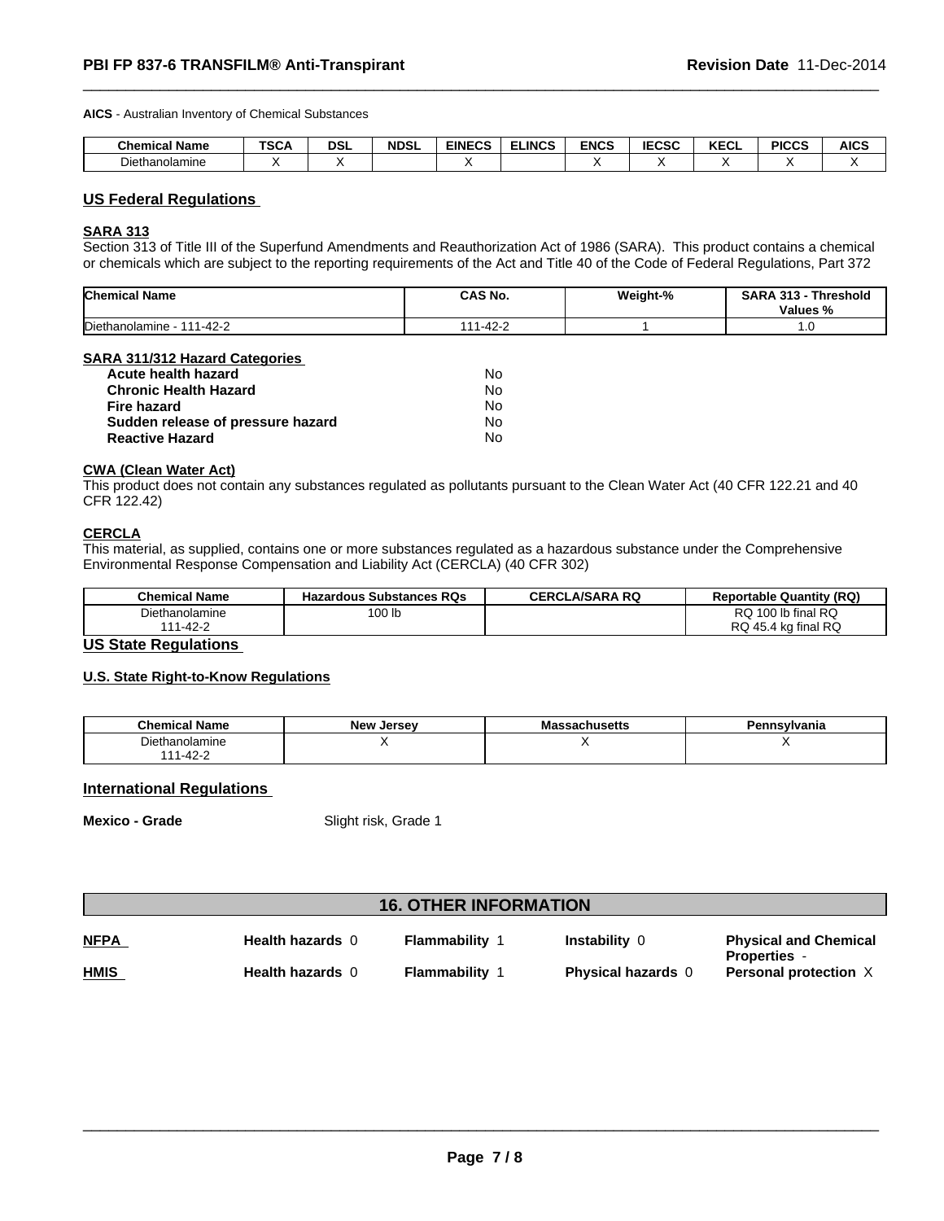**AICS** - Australian Inventory of Chemical Substances

| Chemical Name | TSCA | DSL | NDSL | EINECS | ELINCS | ENCS | IECSC | KECL | PICCS | AICS |
|---|---|---|---|---|---|---|---|---|---|---|
| Diethanolamine | X | X | | X | | X | X | X | X | X |

## US Federal Regulations

### SARA 313

Section 313 of Title III of the Superfund Amendments and Reauthorization Act of 1986 (SARA). This product contains a chemical or chemicals which are subject to the reporting requirements of the Act and Title 40 of the Code of Federal Regulations, Part 372

| Chemical Name | CAS No. | Weight-% | SARA 313 - Threshold Values % |
|---|---|---|---|
| Diethanolamine - 111-42-2 | 111-42-2 | 1 | 1.0 |

### SARA 311/312 Hazard Categories

| | |
|---|---|
| **Acute health hazard** | No |
| **Chronic Health Hazard** | No |
| **Fire hazard** | No |
| **Sudden release of pressure hazard** | No |
| **Reactive Hazard** | No |

### CWA (Clean Water Act)

This product does not contain any substances regulated as pollutants pursuant to the Clean Water Act (40 CFR 122.21 and 40 CFR 122.42)

### CERCLA

This material, as supplied, contains one or more substances regulated as a hazardous substance under the Comprehensive Environmental Response Compensation and Liability Act (CERCLA) (40 CFR 302)

| Chemical Name | Hazardous Substances RQs | CERCLA/SARA RQ | Reportable Quantity (RQ) |
|---|---|---|---|
| Diethanolamine 111-42-2 | 100 lb | | RQ 100 lb final RQ RQ 45.4 kg final RQ |

## US State Regulations

### U.S. State Right-to-Know Regulations

| Chemical Name | New Jersey | Massachusetts | Pennsylvania |
|---|---|---|---|
| Diethanolamine 111-42-2 | X | X | X |

## International Regulations

**Mexico - Grade** Slight risk, Grade 1

# 16. OTHER INFORMATION

| | | | | |
|---|---|---|---|---|
| **NFPA** | **Health hazards** 0 | **Flammability** 1 | **Instability** 0 | **Physical and Chemical Properties** - |
| **HMIS** | **Health hazards** 0 | **Flammability** 1 | **Physical hazards** 0 | **Personal protection** X |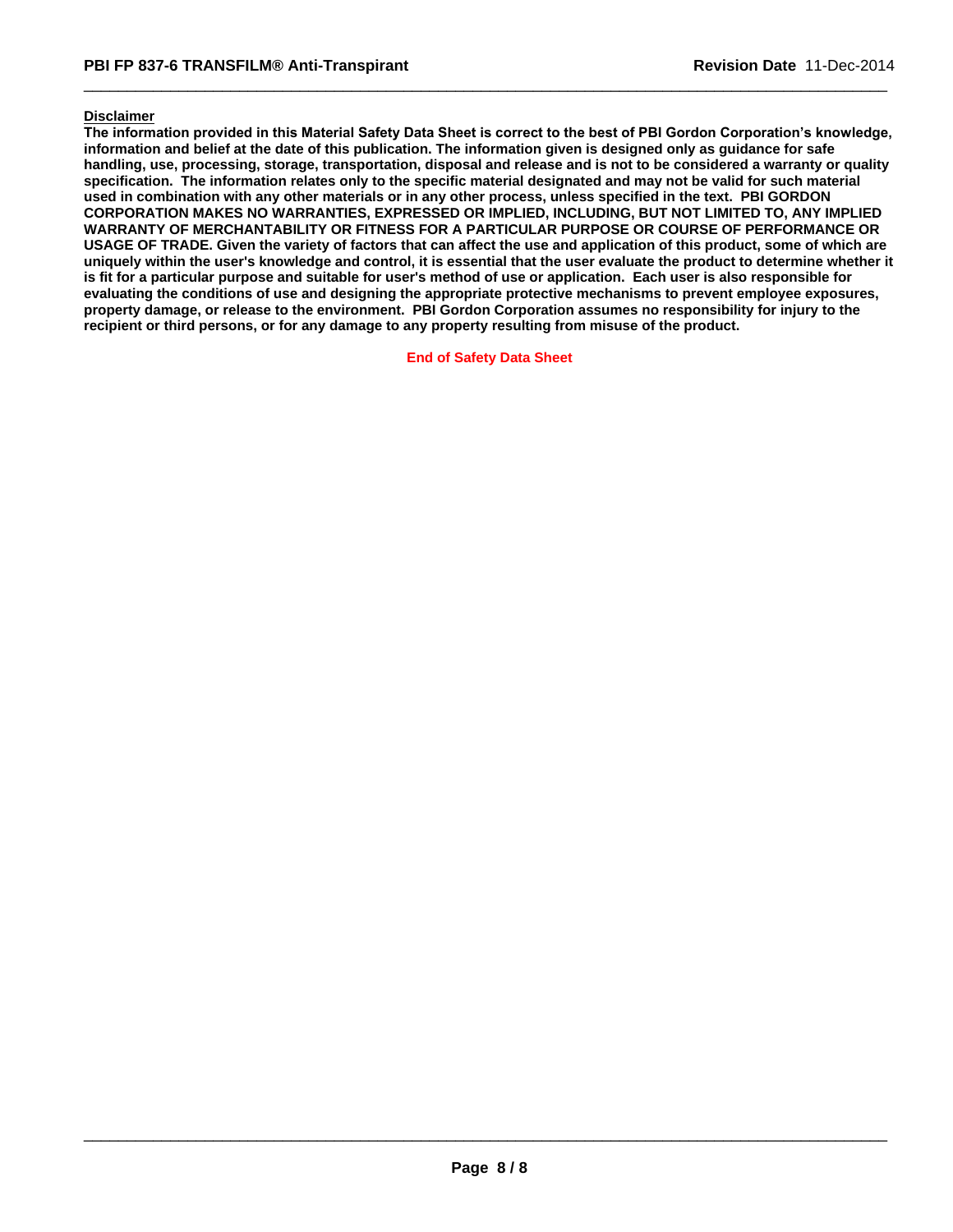**Disclaimer**

**The information provided in this Material Safety Data Sheet is correct to the best of PBI Gordon Corporation's knowledge, information and belief at the date of this publication. The information given is designed only as guidance for safe handling, use, processing, storage, transportation, disposal and release and is not to be considered a warranty or quality specification. The information relates only to the specific material designated and may not be valid for such material used in combination with any other materials or in any other process, unless specified in the text. PBI GORDON CORPORATION MAKES NO WARRANTIES, EXPRESSED OR IMPLIED, INCLUDING, BUT NOT LIMITED TO, ANY IMPLIED WARRANTY OF MERCHANTABILITY OR FITNESS FOR A PARTICULAR PURPOSE OR COURSE OF PERFORMANCE OR USAGE OF TRADE. Given the variety of factors that can affect the use and application of this product, some of which are uniquely within the user's knowledge and control, it is essential that the user evaluate the product to determine whether it is fit for a particular purpose and suitable for user's method of use or application. Each user is also responsible for evaluating the conditions of use and designing the appropriate protective mechanisms to prevent employee exposures, property damage, or release to the environment. PBI Gordon Corporation assumes no responsibility for injury to the recipient or third persons, or for any damage to any property resulting from misuse of the product.**

**End of Safety Data Sheet**